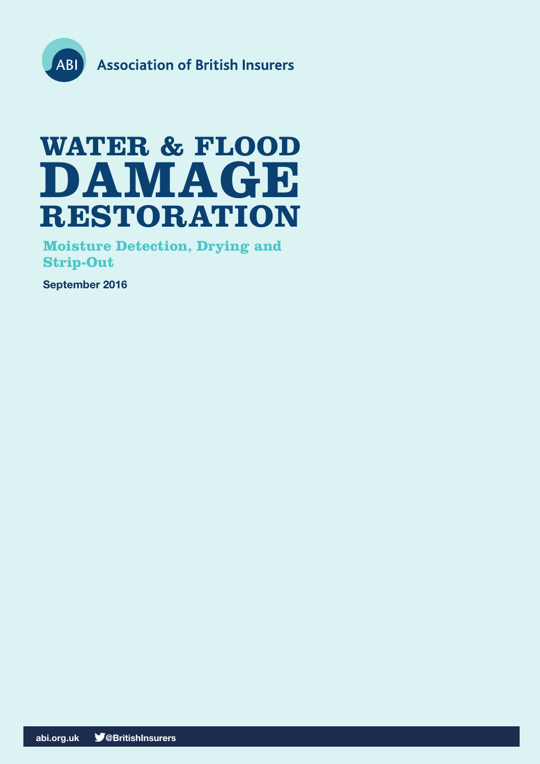Association of British Insurers

# WATER & FLOOD DAMAGE RESTORATION

## Moisture Detection, Drying and Strip-Out

**September 2016**

abi.org.uk @BritishInsurers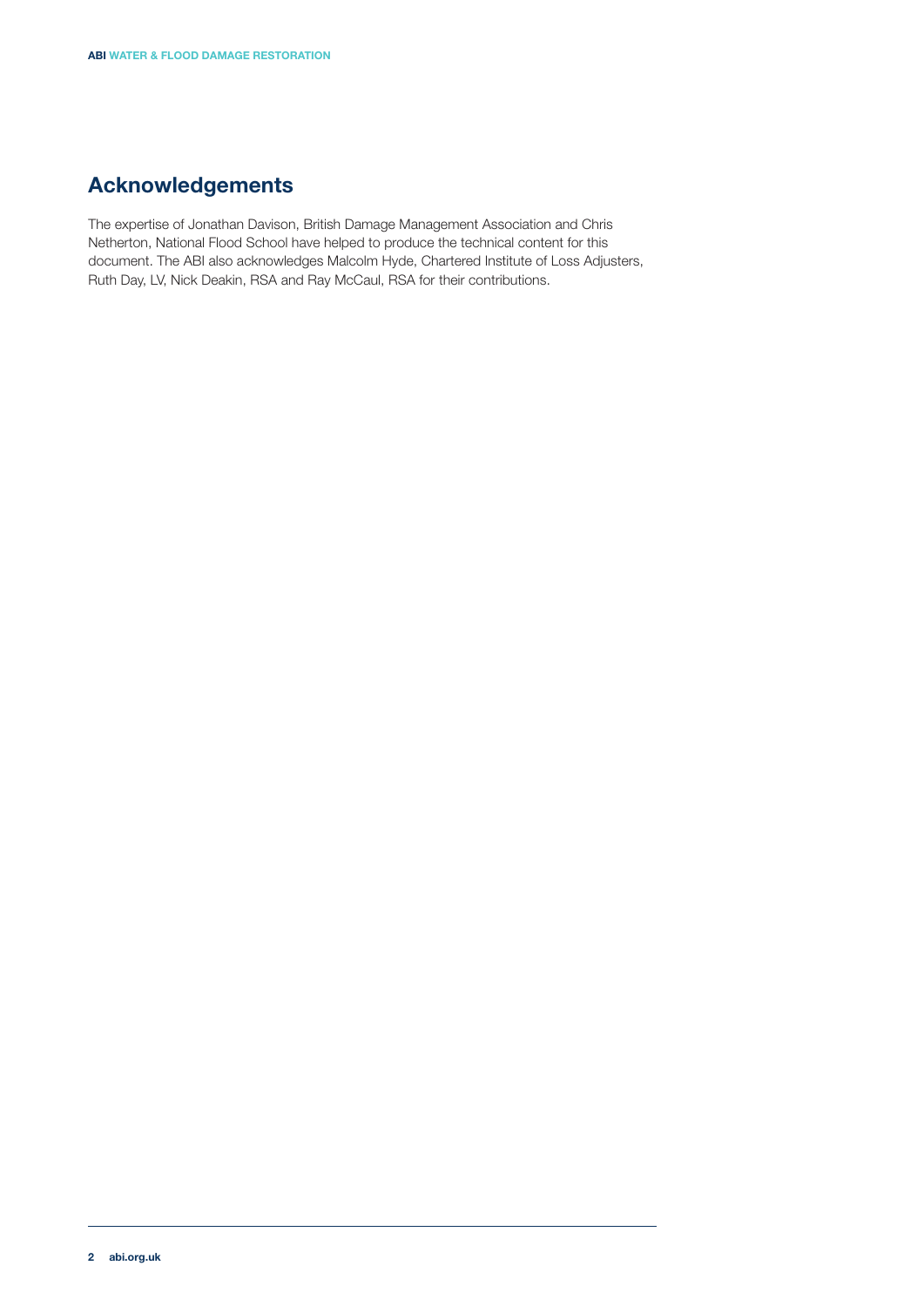## Acknowledgements

The expertise of Jonathan Davison, British Damage Management Association and Chris Netherton, National Flood School have helped to produce the technical content for this document. The ABI also acknowledges Malcolm Hyde, Chartered Institute of Loss Adjusters, Ruth Day, LV, Nick Deakin, RSA and Ray McCaul, RSA for their contributions.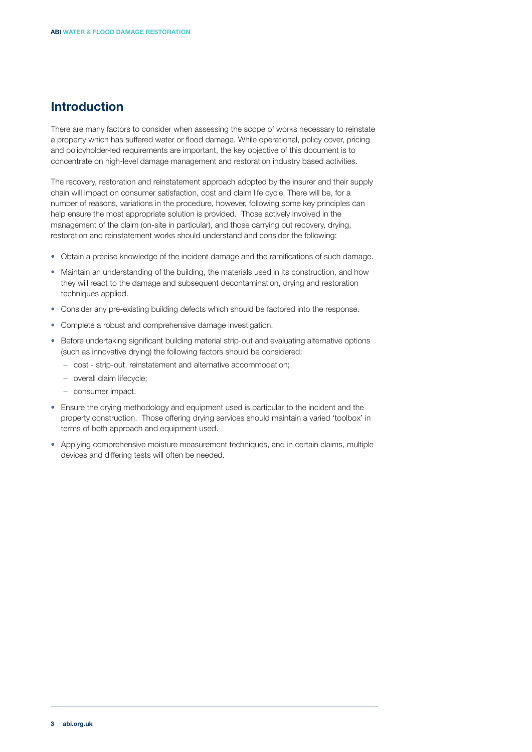## Introduction

There are many factors to consider when assessing the scope of works necessary to reinstate a property which has suffered water or flood damage. While operational, policy cover, pricing and policyholder-led requirements are important, the key objective of this document is to concentrate on high-level damage management and restoration industry based activities.

The recovery, restoration and reinstatement approach adopted by the insurer and their supply chain will impact on consumer satisfaction, cost and claim life cycle. There will be, for a number of reasons, variations in the procedure, however, following some key principles can help ensure the most appropriate solution is provided. Those actively involved in the management of the claim (on-site in particular), and those carrying out recovery, drying, restoration and reinstatement works should understand and consider the following:

- Obtain a precise knowledge of the incident damage and the ramifications of such damage.
- Maintain an understanding of the building, the materials used in its construction, and how they will react to the damage and subsequent decontamination, drying and restoration techniques applied.
- Consider any pre-existing building defects which should be factored into the response.
- Complete a robust and comprehensive damage investigation.
- Before undertaking significant building material strip-out and evaluating alternative options (such as innovative drying) the following factors should be considered:
  - cost - strip-out, reinstatement and alternative accommodation;
  - overall claim lifecycle;
  - consumer impact.
- Ensure the drying methodology and equipment used is particular to the incident and the property construction. Those offering drying services should maintain a varied 'toolbox' in terms of both approach and equipment used.
- Applying comprehensive moisture measurement techniques, and in certain claims, multiple devices and differing tests will often be needed.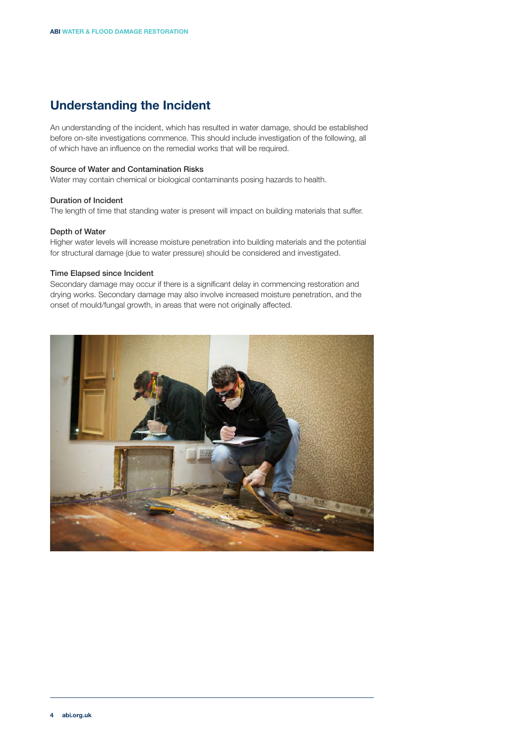## Understanding the Incident

An understanding of the incident, which has resulted in water damage, should be established before on-site investigations commence. This should include investigation of the following, all of which have an influence on the remedial works that will be required.

### Source of Water and Contamination Risks

Water may contain chemical or biological contaminants posing hazards to health.

### Duration of Incident

The length of time that standing water is present will impact on building materials that suffer.

### Depth of Water

Higher water levels will increase moisture penetration into building materials and the potential for structural damage (due to water pressure) should be considered and investigated.

### Time Elapsed since Incident

Secondary damage may occur if there is a significant delay in commencing restoration and drying works. Secondary damage may also involve increased moisture penetration, and the onset of mould/fungal growth, in areas that were not originally affected.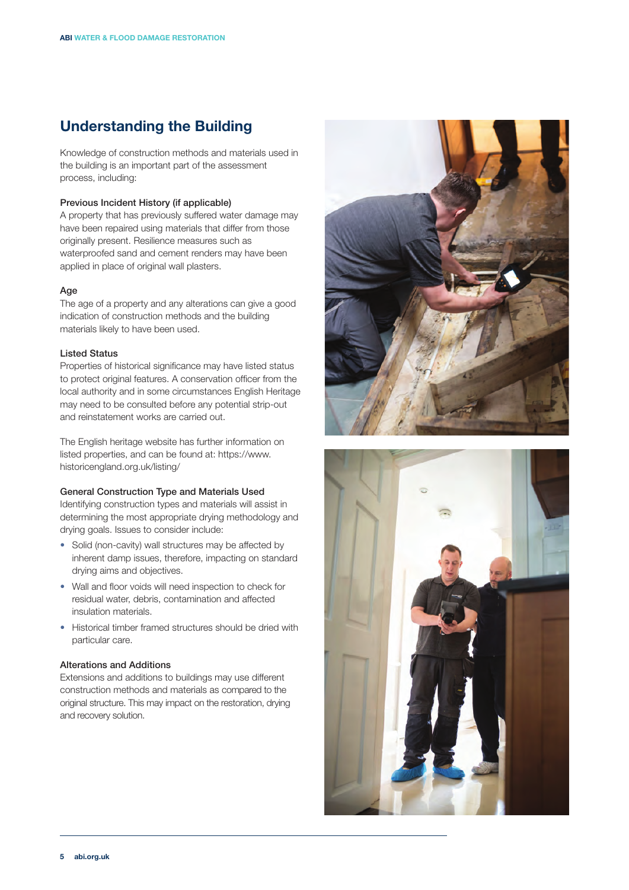## Understanding the Building

Knowledge of construction methods and materials used in the building is an important part of the assessment process, including:

### Previous Incident History (if applicable)

A property that has previously suffered water damage may have been repaired using materials that differ from those originally present. Resilience measures such as waterproofed sand and cement renders may have been applied in place of original wall plasters.

### Age

The age of a property and any alterations can give a good indication of construction methods and the building materials likely to have been used.

### Listed Status

Properties of historical significance may have listed status to protect original features. A conservation officer from the local authority and in some circumstances English Heritage may need to be consulted before any potential strip-out and reinstatement works are carried out.

The English heritage website has further information on listed properties, and can be found at: https://www.historicengland.org.uk/listing/

### General Construction Type and Materials Used

Identifying construction types and materials will assist in determining the most appropriate drying methodology and drying goals. Issues to consider include:

- Solid (non-cavity) wall structures may be affected by inherent damp issues, therefore, impacting on standard drying aims and objectives.
- Wall and floor voids will need inspection to check for residual water, debris, contamination and affected insulation materials.
- Historical timber framed structures should be dried with particular care.

### Alterations and Additions

Extensions and additions to buildings may use different construction methods and materials as compared to the original structure. This may impact on the restoration, drying and recovery solution.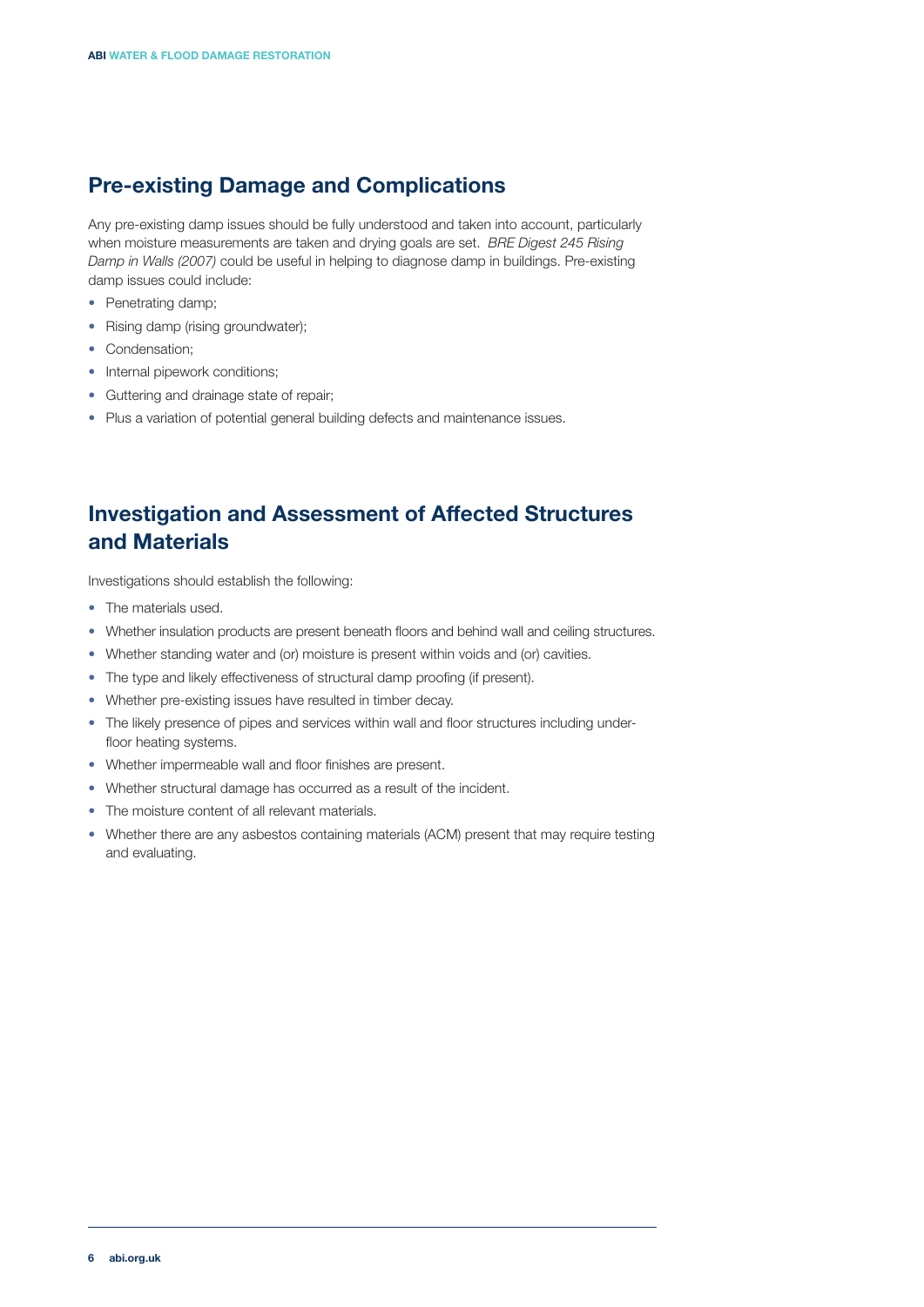## Pre-existing Damage and Complications

Any pre-existing damp issues should be fully understood and taken into account, particularly when moisture measurements are taken and drying goals are set. *BRE Digest 245 Rising Damp in Walls (2007)* could be useful in helping to diagnose damp in buildings. Pre-existing damp issues could include:

- Penetrating damp;
- Rising damp (rising groundwater);
- Condensation;
- Internal pipework conditions;
- Guttering and drainage state of repair;
- Plus a variation of potential general building defects and maintenance issues.

## Investigation and Assessment of Affected Structures and Materials

Investigations should establish the following:

- The materials used.
- Whether insulation products are present beneath floors and behind wall and ceiling structures.
- Whether standing water and (or) moisture is present within voids and (or) cavities.
- The type and likely effectiveness of structural damp proofing (if present).
- Whether pre-existing issues have resulted in timber decay.
- The likely presence of pipes and services within wall and floor structures including under-floor heating systems.
- Whether impermeable wall and floor finishes are present.
- Whether structural damage has occurred as a result of the incident.
- The moisture content of all relevant materials.
- Whether there are any asbestos containing materials (ACM) present that may require testing and evaluating.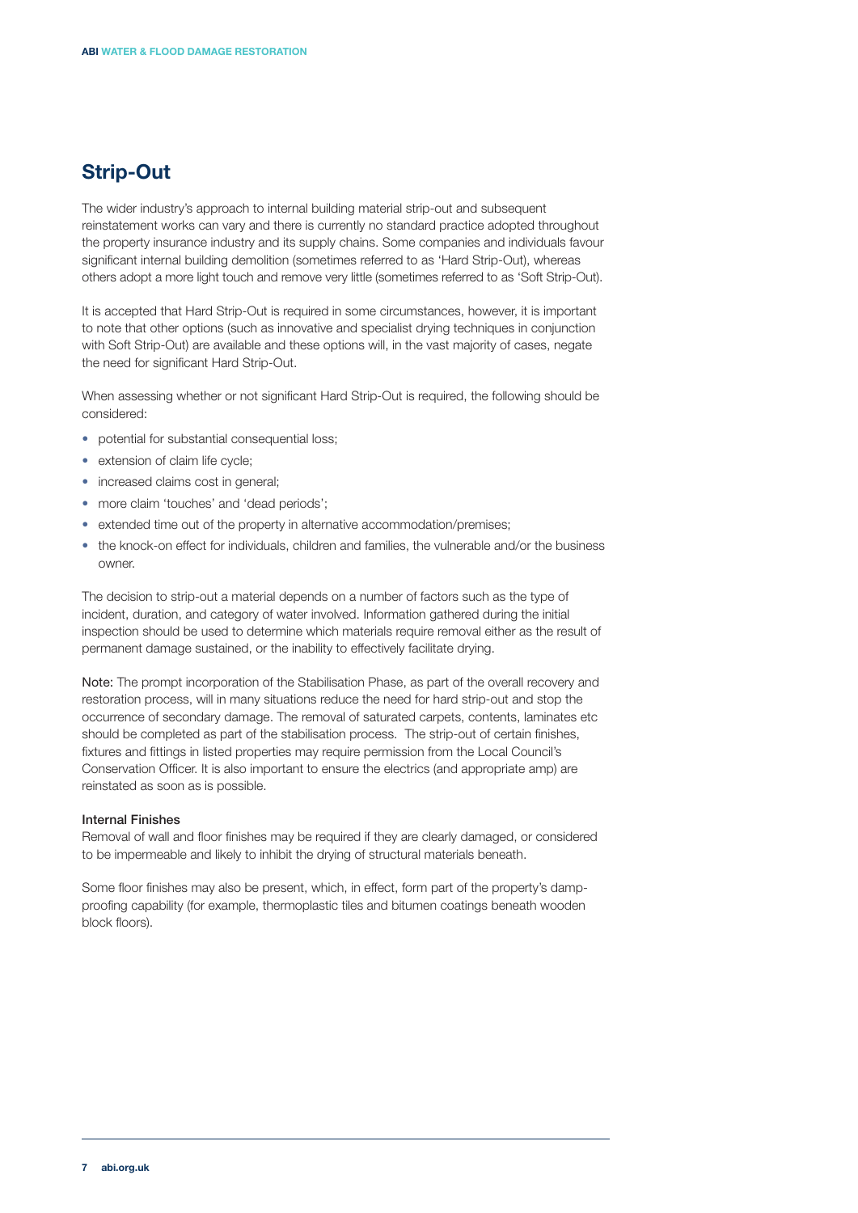## Strip-Out

The wider industry's approach to internal building material strip-out and subsequent reinstatement works can vary and there is currently no standard practice adopted throughout the property insurance industry and its supply chains. Some companies and individuals favour significant internal building demolition (sometimes referred to as 'Hard Strip-Out), whereas others adopt a more light touch and remove very little (sometimes referred to as 'Soft Strip-Out).

It is accepted that Hard Strip-Out is required in some circumstances, however, it is important to note that other options (such as innovative and specialist drying techniques in conjunction with Soft Strip-Out) are available and these options will, in the vast majority of cases, negate the need for significant Hard Strip-Out.

When assessing whether or not significant Hard Strip-Out is required, the following should be considered:

- potential for substantial consequential loss;
- extension of claim life cycle;
- increased claims cost in general;
- more claim 'touches' and 'dead periods';
- extended time out of the property in alternative accommodation/premises;
- the knock-on effect for individuals, children and families, the vulnerable and/or the business owner.

The decision to strip-out a material depends on a number of factors such as the type of incident, duration, and category of water involved. Information gathered during the initial inspection should be used to determine which materials require removal either as the result of permanent damage sustained, or the inability to effectively facilitate drying.

Note: The prompt incorporation of the Stabilisation Phase, as part of the overall recovery and restoration process, will in many situations reduce the need for hard strip-out and stop the occurrence of secondary damage. The removal of saturated carpets, contents, laminates etc should be completed as part of the stabilisation process. The strip-out of certain finishes, fixtures and fittings in listed properties may require permission from the Local Council's Conservation Officer. It is also important to ensure the electrics (and appropriate amp) are reinstated as soon as is possible.

### Internal Finishes

Removal of wall and floor finishes may be required if they are clearly damaged, or considered to be impermeable and likely to inhibit the drying of structural materials beneath.

Some floor finishes may also be present, which, in effect, form part of the property's damp-proofing capability (for example, thermoplastic tiles and bitumen coatings beneath wooden block floors).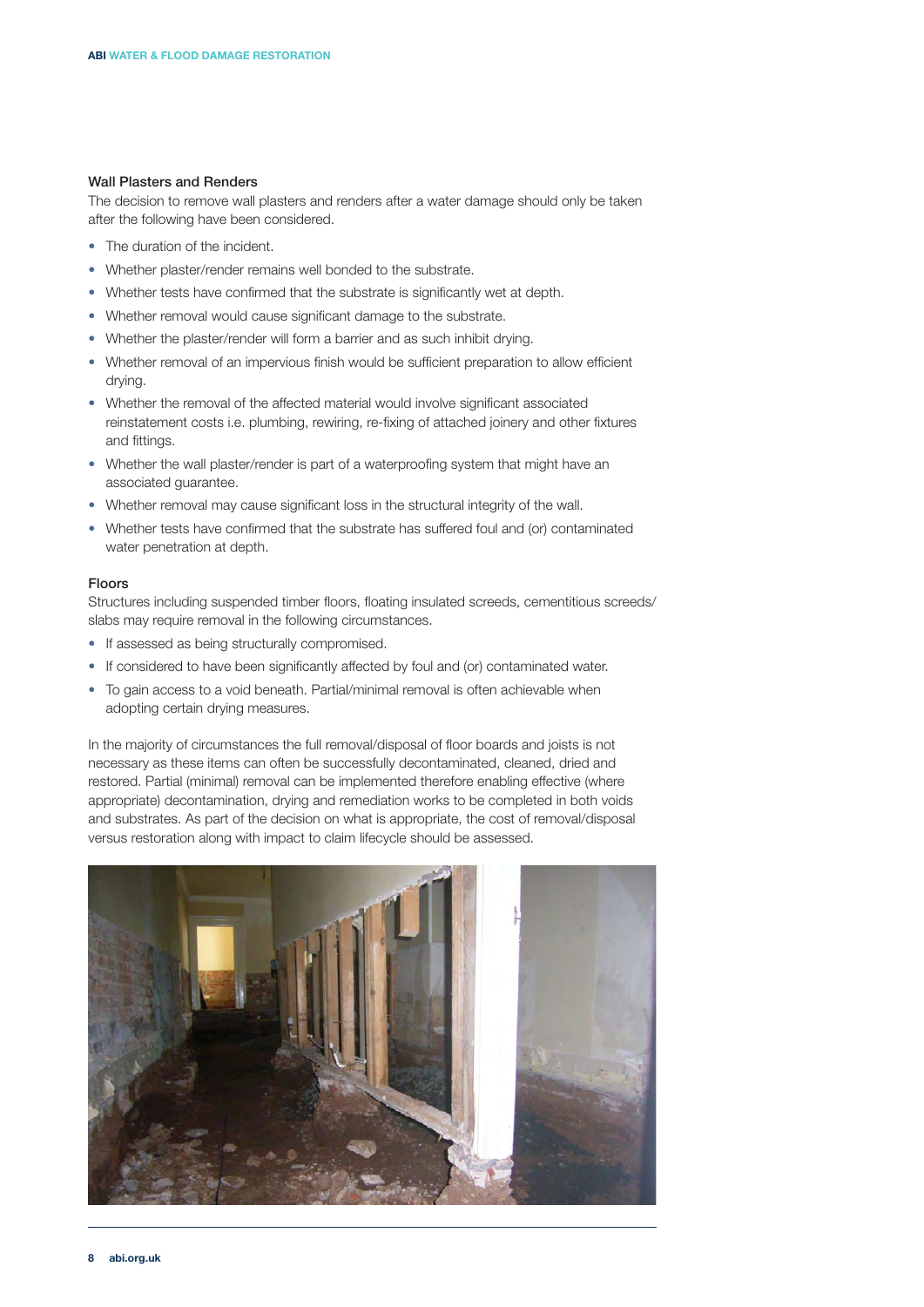### Wall Plasters and Renders

The decision to remove wall plasters and renders after a water damage should only be taken after the following have been considered.

- The duration of the incident.
- Whether plaster/render remains well bonded to the substrate.
- Whether tests have confirmed that the substrate is significantly wet at depth.
- Whether removal would cause significant damage to the substrate.
- Whether the plaster/render will form a barrier and as such inhibit drying.
- Whether removal of an impervious finish would be sufficient preparation to allow efficient drying.
- Whether the removal of the affected material would involve significant associated reinstatement costs i.e. plumbing, rewiring, re-fixing of attached joinery and other fixtures and fittings.
- Whether the wall plaster/render is part of a waterproofing system that might have an associated guarantee.
- Whether removal may cause significant loss in the structural integrity of the wall.
- Whether tests have confirmed that the substrate has suffered foul and (or) contaminated water penetration at depth.

### Floors

Structures including suspended timber floors, floating insulated screeds, cementitious screeds/slabs may require removal in the following circumstances.

- If assessed as being structurally compromised.
- If considered to have been significantly affected by foul and (or) contaminated water.
- To gain access to a void beneath. Partial/minimal removal is often achievable when adopting certain drying measures.

In the majority of circumstances the full removal/disposal of floor boards and joists is not necessary as these items can often be successfully decontaminated, cleaned, dried and restored. Partial (minimal) removal can be implemented therefore enabling effective (where appropriate) decontamination, drying and remediation works to be completed in both voids and substrates. As part of the decision on what is appropriate, the cost of removal/disposal versus restoration along with impact to claim lifecycle should be assessed.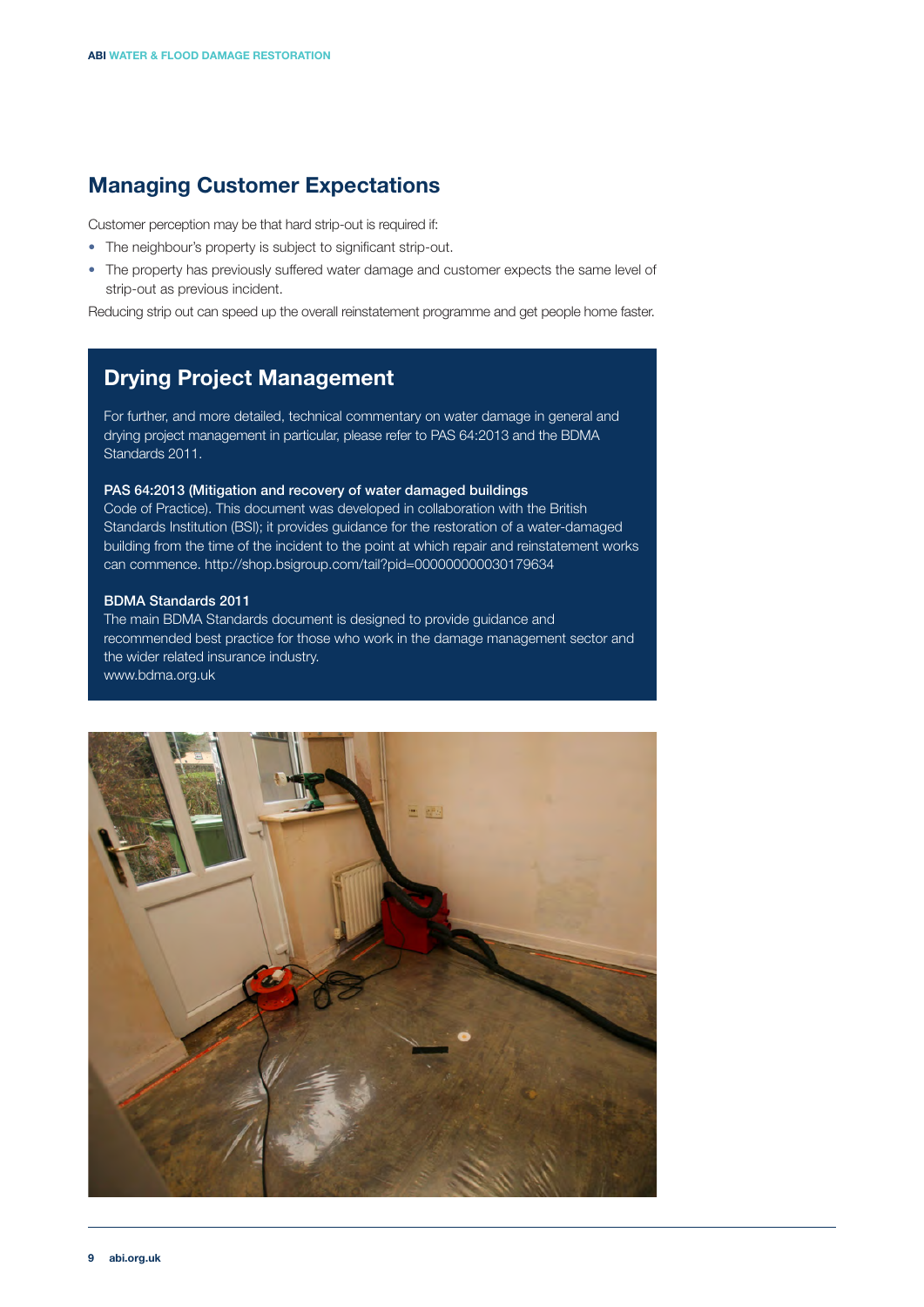## Managing Customer Expectations

Customer perception may be that hard strip-out is required if:

- The neighbour's property is subject to significant strip-out.
- The property has previously suffered water damage and customer expects the same level of strip-out as previous incident.

Reducing strip out can speed up the overall reinstatement programme and get people home faster.

## Drying Project Management

For further, and more detailed, technical commentary on water damage in general and drying project management in particular, please refer to PAS 64:2013 and the BDMA Standards 2011.

**PAS 64:2013 (Mitigation and recovery of water damaged buildings** Code of Practice). This document was developed in collaboration with the British Standards Institution (BSI); it provides guidance for the restoration of a water-damaged building from the time of the incident to the point at which repair and reinstatement works can commence. http://shop.bsigroup.com/tail?pid=000000000030179634

**BDMA Standards 2011**

The main BDMA Standards document is designed to provide guidance and recommended best practice for those who work in the damage management sector and the wider related insurance industry.
www.bdma.org.uk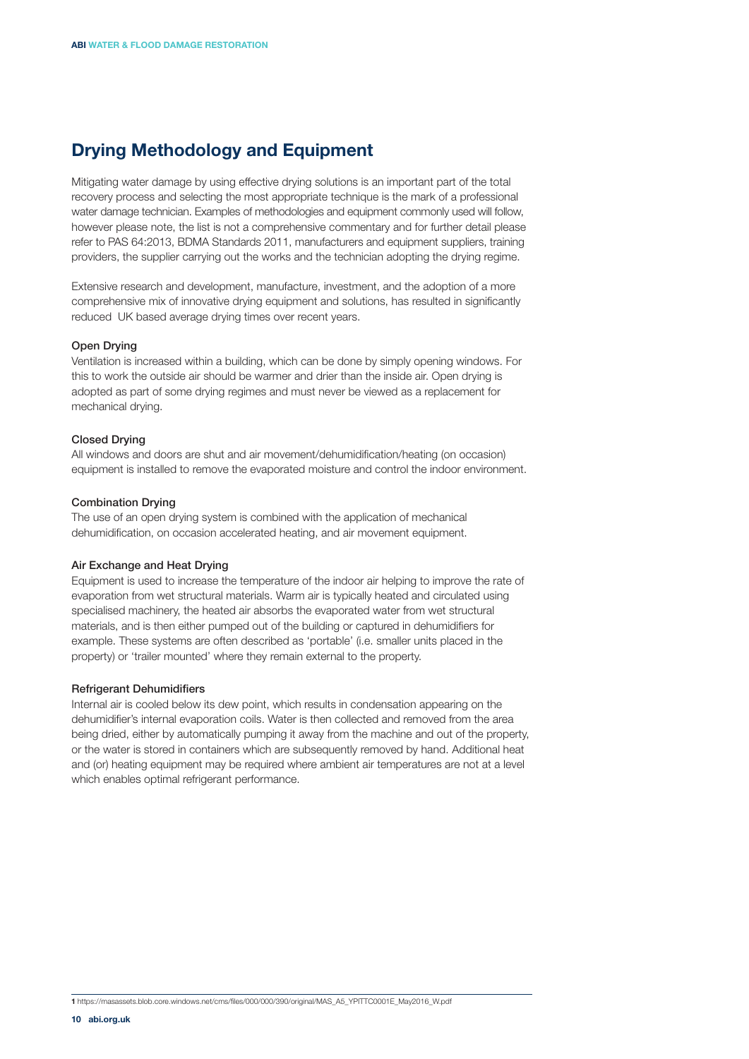## Drying Methodology and Equipment

Mitigating water damage by using effective drying solutions is an important part of the total recovery process and selecting the most appropriate technique is the mark of a professional water damage technician. Examples of methodologies and equipment commonly used will follow, however please note, the list is not a comprehensive commentary and for further detail please refer to PAS 64:2013, BDMA Standards 2011, manufacturers and equipment suppliers, training providers, the supplier carrying out the works and the technician adopting the drying regime.

Extensive research and development, manufacture, investment, and the adoption of a more comprehensive mix of innovative drying equipment and solutions, has resulted in significantly reduced UK based average drying times over recent years.

### Open Drying

Ventilation is increased within a building, which can be done by simply opening windows. For this to work the outside air should be warmer and drier than the inside air. Open drying is adopted as part of some drying regimes and must never be viewed as a replacement for mechanical drying.

### Closed Drying

All windows and doors are shut and air movement/dehumidification/heating (on occasion) equipment is installed to remove the evaporated moisture and control the indoor environment.

### Combination Drying

The use of an open drying system is combined with the application of mechanical dehumidification, on occasion accelerated heating, and air movement equipment.

### Air Exchange and Heat Drying

Equipment is used to increase the temperature of the indoor air helping to improve the rate of evaporation from wet structural materials. Warm air is typically heated and circulated using specialised machinery, the heated air absorbs the evaporated water from wet structural materials, and is then either pumped out of the building or captured in dehumidifiers for example. These systems are often described as 'portable' (i.e. smaller units placed in the property) or 'trailer mounted' where they remain external to the property.

### Refrigerant Dehumidifiers

Internal air is cooled below its dew point, which results in condensation appearing on the dehumidifier's internal evaporation coils. Water is then collected and removed from the area being dried, either by automatically pumping it away from the machine and out of the property, or the water is stored in containers which are subsequently removed by hand. Additional heat and (or) heating equipment may be required where ambient air temperatures are not at a level which enables optimal refrigerant performance.

1 https://masassets.blob.core.windows.net/cms/files/000/000/390/original/MAS_A5_YPITTC0001E_May2016_W.pdf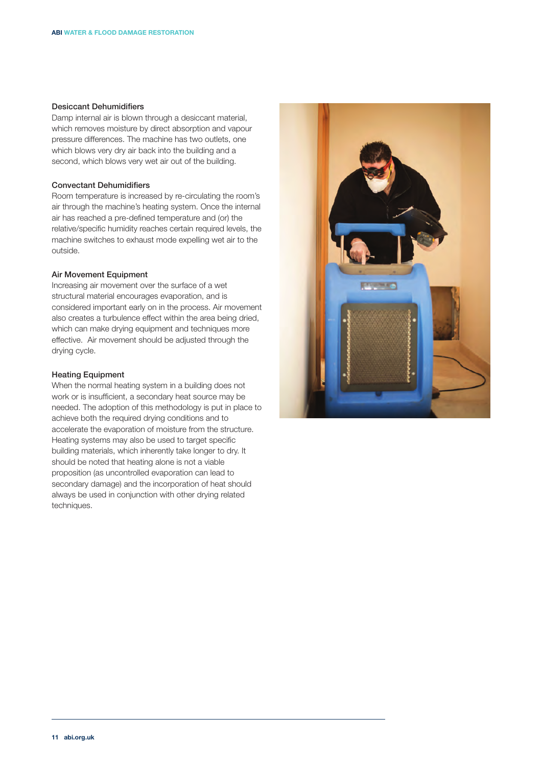### Desiccant Dehumidifiers

Damp internal air is blown through a desiccant material, which removes moisture by direct absorption and vapour pressure differences. The machine has two outlets, one which blows very dry air back into the building and a second, which blows very wet air out of the building.

### Convectant Dehumidifiers

Room temperature is increased by re-circulating the room's air through the machine's heating system. Once the internal air has reached a pre-defined temperature and (or) the relative/specific humidity reaches certain required levels, the machine switches to exhaust mode expelling wet air to the outside.

### Air Movement Equipment

Increasing air movement over the surface of a wet structural material encourages evaporation, and is considered important early on in the process. Air movement also creates a turbulence effect within the area being dried, which can make drying equipment and techniques more effective. Air movement should be adjusted through the drying cycle.

### Heating Equipment

When the normal heating system in a building does not work or is insufficient, a secondary heat source may be needed. The adoption of this methodology is put in place to achieve both the required drying conditions and to accelerate the evaporation of moisture from the structure. Heating systems may also be used to target specific building materials, which inherently take longer to dry. It should be noted that heating alone is not a viable proposition (as uncontrolled evaporation can lead to secondary damage) and the incorporation of heat should always be used in conjunction with other drying related techniques.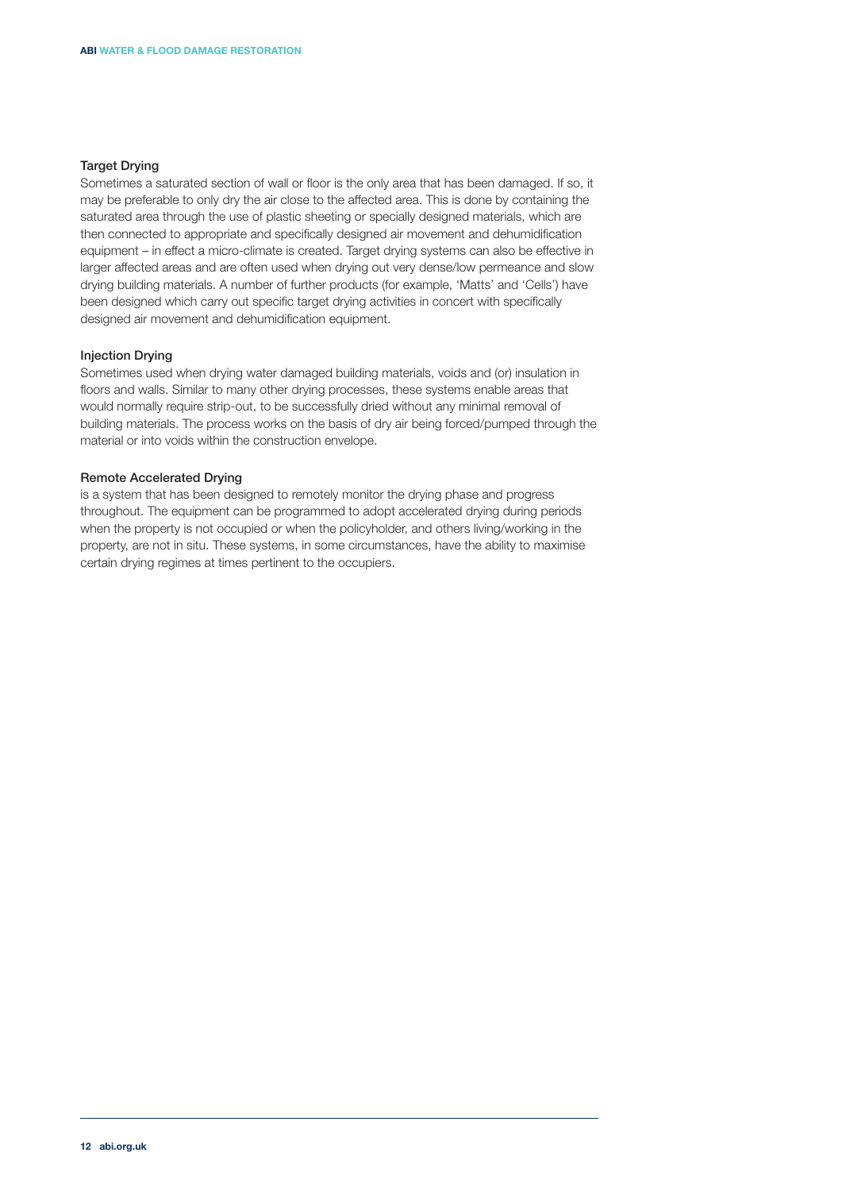### Target Drying

Sometimes a saturated section of wall or floor is the only area that has been damaged. If so, it may be preferable to only dry the air close to the affected area. This is done by containing the saturated area through the use of plastic sheeting or specially designed materials, which are then connected to appropriate and specifically designed air movement and dehumidification equipment – in effect a micro-climate is created. Target drying systems can also be effective in larger affected areas and are often used when drying out very dense/low permeance and slow drying building materials. A number of further products (for example, 'Matts' and 'Cells') have been designed which carry out specific target drying activities in concert with specifically designed air movement and dehumidification equipment.

### Injection Drying

Sometimes used when drying water damaged building materials, voids and (or) insulation in floors and walls. Similar to many other drying processes, these systems enable areas that would normally require strip-out, to be successfully dried without any minimal removal of building materials. The process works on the basis of dry air being forced/pumped through the material or into voids within the construction envelope.

### Remote Accelerated Drying

is a system that has been designed to remotely monitor the drying phase and progress throughout. The equipment can be programmed to adopt accelerated drying during periods when the property is not occupied or when the policyholder, and others living/working in the property, are not in situ. These systems, in some circumstances, have the ability to maximise certain drying regimes at times pertinent to the occupiers.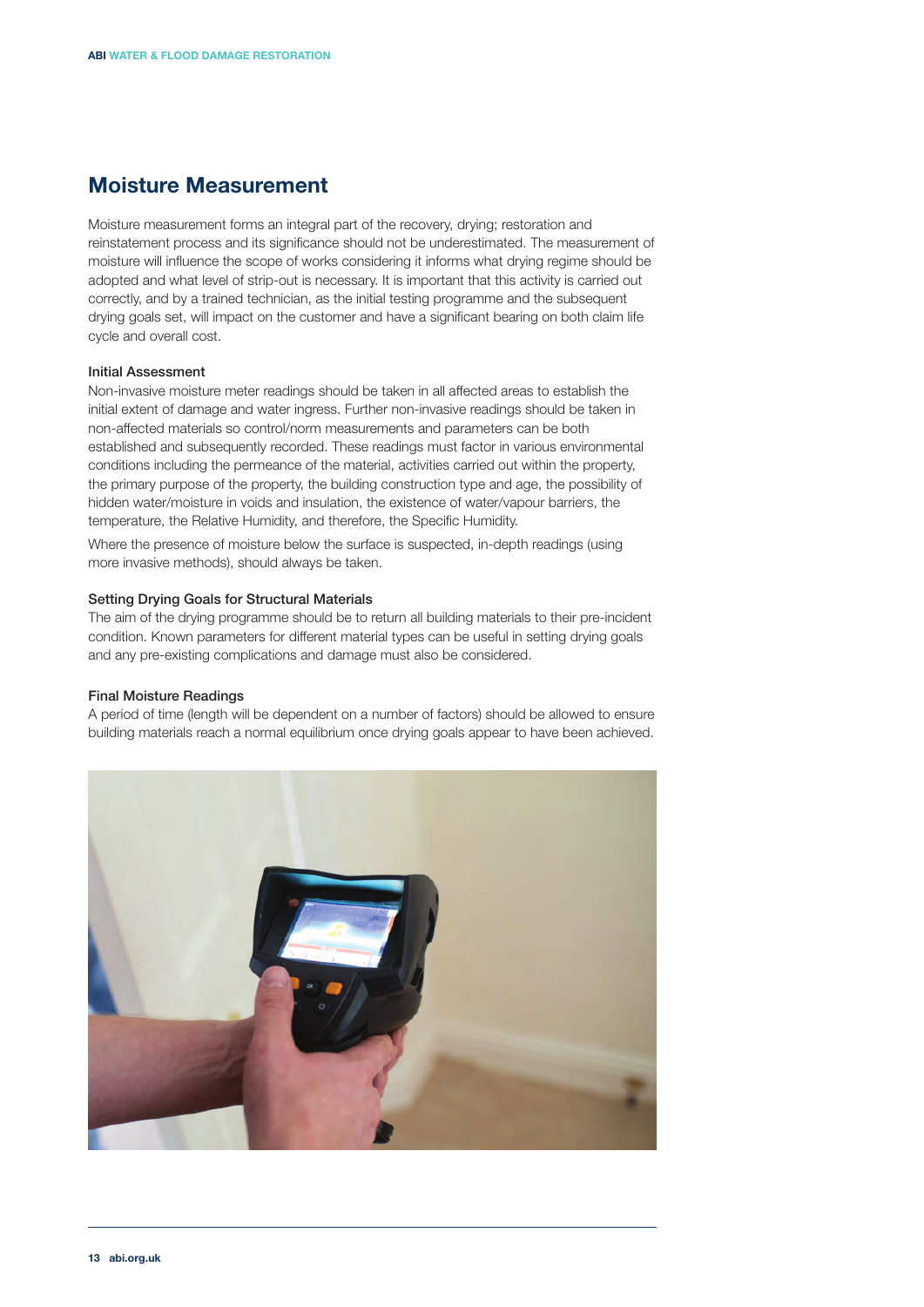## Moisture Measurement

Moisture measurement forms an integral part of the recovery, drying; restoration and reinstatement process and its significance should not be underestimated. The measurement of moisture will influence the scope of works considering it informs what drying regime should be adopted and what level of strip-out is necessary. It is important that this activity is carried out correctly, and by a trained technician, as the initial testing programme and the subsequent drying goals set, will impact on the customer and have a significant bearing on both claim life cycle and overall cost.

### Initial Assessment

Non-invasive moisture meter readings should be taken in all affected areas to establish the initial extent of damage and water ingress. Further non-invasive readings should be taken in non-affected materials so control/norm measurements and parameters can be both established and subsequently recorded. These readings must factor in various environmental conditions including the permeance of the material, activities carried out within the property, the primary purpose of the property, the building construction type and age, the possibility of hidden water/moisture in voids and insulation, the existence of water/vapour barriers, the temperature, the Relative Humidity, and therefore, the Specific Humidity.

Where the presence of moisture below the surface is suspected, in-depth readings (using more invasive methods), should always be taken.

### Setting Drying Goals for Structural Materials

The aim of the drying programme should be to return all building materials to their pre-incident condition. Known parameters for different material types can be useful in setting drying goals and any pre-existing complications and damage must also be considered.

### Final Moisture Readings

A period of time (length will be dependent on a number of factors) should be allowed to ensure building materials reach a normal equilibrium once drying goals appear to have been achieved.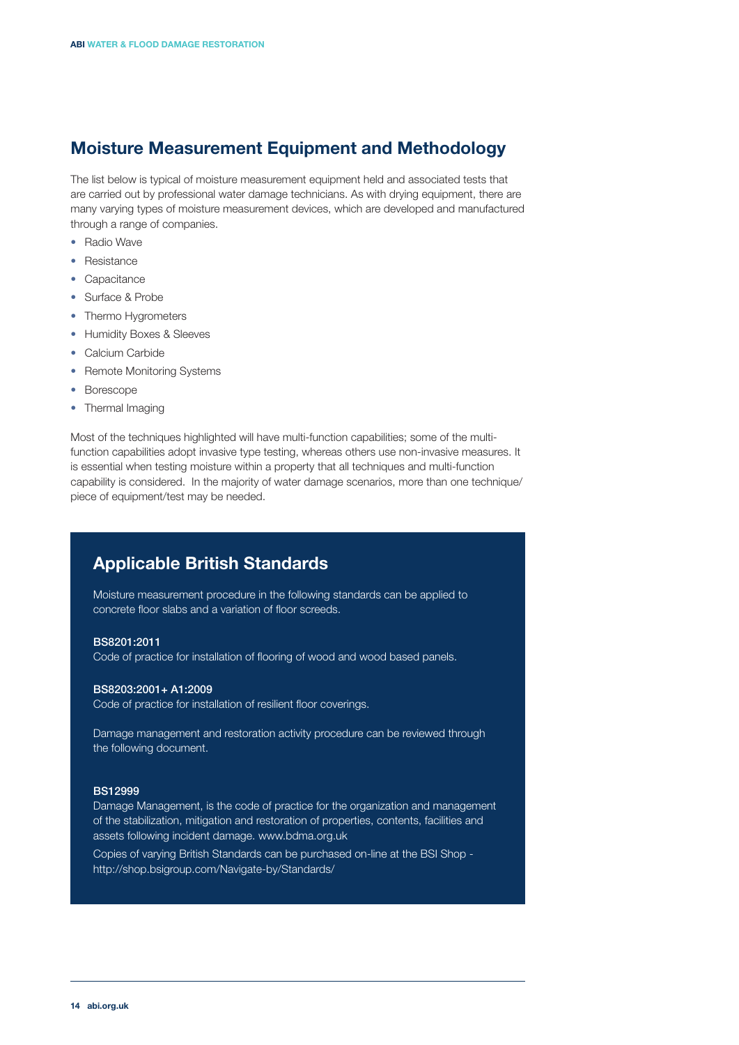## Moisture Measurement Equipment and Methodology

The list below is typical of moisture measurement equipment held and associated tests that are carried out by professional water damage technicians. As with drying equipment, there are many varying types of moisture measurement devices, which are developed and manufactured through a range of companies.

- Radio Wave
- Resistance
- Capacitance
- Surface & Probe
- Thermo Hygrometers
- Humidity Boxes & Sleeves
- Calcium Carbide
- Remote Monitoring Systems
- Borescope
- Thermal Imaging

Most of the techniques highlighted will have multi-function capabilities; some of the multi-function capabilities adopt invasive type testing, whereas others use non-invasive measures. It is essential when testing moisture within a property that all techniques and multi-function capability is considered. In the majority of water damage scenarios, more than one technique/piece of equipment/test may be needed.

### Applicable British Standards

Moisture measurement procedure in the following standards can be applied to concrete floor slabs and a variation of floor screeds.

**BS8201:2011**
Code of practice for installation of flooring of wood and wood based panels.

**BS8203:2001+ A1:2009**
Code of practice for installation of resilient floor coverings.

Damage management and restoration activity procedure can be reviewed through the following document.

**BS12999**
Damage Management, is the code of practice for the organization and management of the stabilization, mitigation and restoration of properties, contents, facilities and assets following incident damage. www.bdma.org.uk

Copies of varying British Standards can be purchased on-line at the BSI Shop - http://shop.bsigroup.com/Navigate-by/Standards/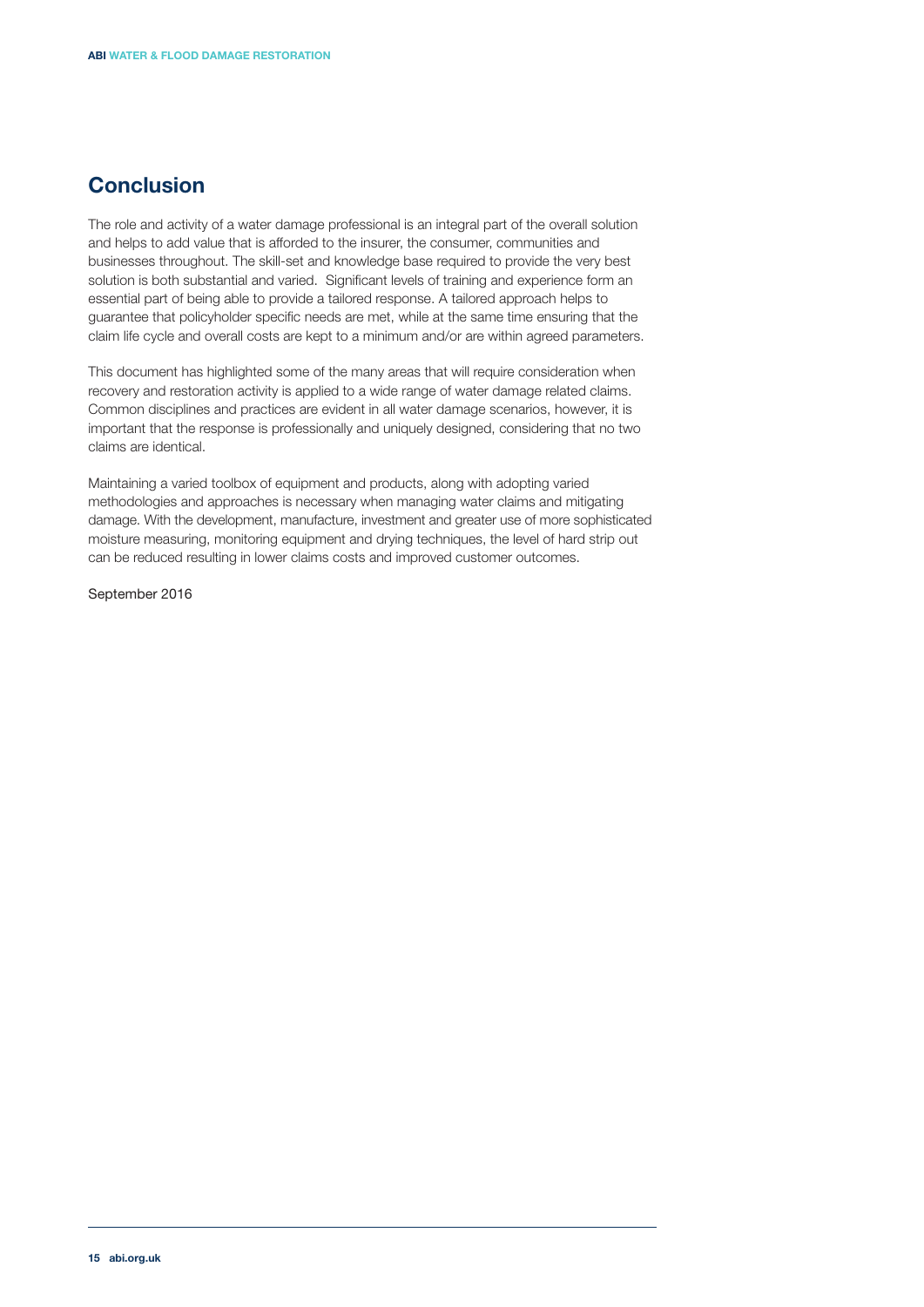## Conclusion

The role and activity of a water damage professional is an integral part of the overall solution and helps to add value that is afforded to the insurer, the consumer, communities and businesses throughout. The skill-set and knowledge base required to provide the very best solution is both substantial and varied.  Significant levels of training and experience form an essential part of being able to provide a tailored response. A tailored approach helps to guarantee that policyholder specific needs are met, while at the same time ensuring that the claim life cycle and overall costs are kept to a minimum and/or are within agreed parameters.

This document has highlighted some of the many areas that will require consideration when recovery and restoration activity is applied to a wide range of water damage related claims. Common disciplines and practices are evident in all water damage scenarios, however, it is important that the response is professionally and uniquely designed, considering that no two claims are identical.

Maintaining a varied toolbox of equipment and products, along with adopting varied methodologies and approaches is necessary when managing water claims and mitigating damage. With the development, manufacture, investment and greater use of more sophisticated moisture measuring, monitoring equipment and drying techniques, the level of hard strip out can be reduced resulting in lower claims costs and improved customer outcomes.

September 2016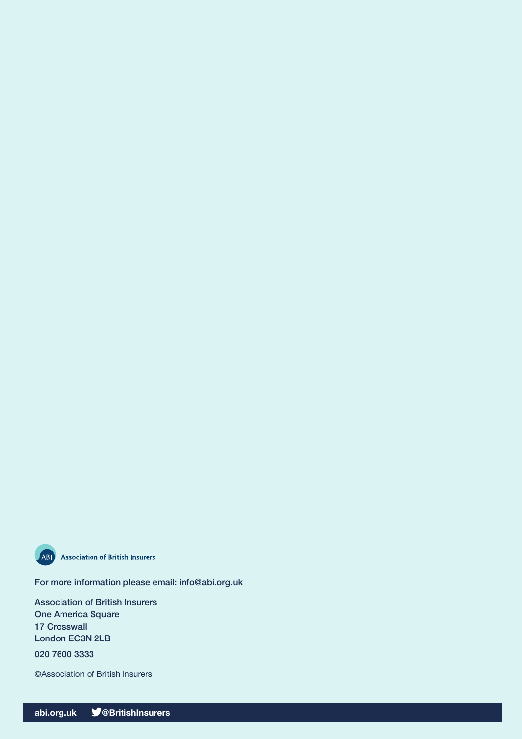Association of British Insurers

For more information please email: info@abi.org.uk

Association of British Insurers
One America Square
17 Crosswall
London EC3N 2LB

020 7600 3333

©Association of British Insurers

**abi.org.uk** **@BritishInsurers**